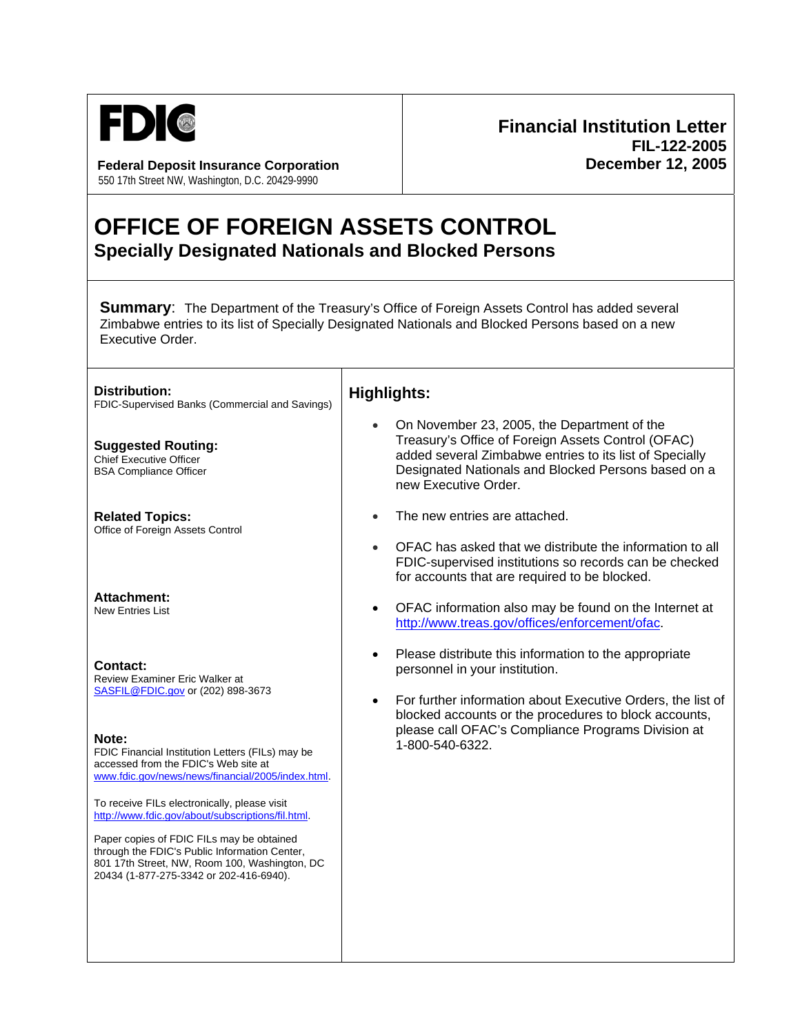**FDIC**

**Federal Deposit Insurance Corporation**
550 17th Street NW, Washington, D.C. 20429-9990

**Financial Institution Letter**
**FIL-122-2005**
**December 12, 2005**

# OFFICE OF FOREIGN ASSETS CONTROL

## Specially Designated Nationals and Blocked Persons

**Summary**: The Department of the Treasury's Office of Foreign Assets Control has added several Zimbabwe entries to its list of Specially Designated Nationals and Blocked Persons based on a new Executive Order.

**Distribution:**
FDIC-Supervised Banks (Commercial and Savings)

**Suggested Routing:**
Chief Executive Officer
BSA Compliance Officer

**Related Topics:**
Office of Foreign Assets Control

**Attachment:**
New Entries List

**Contact:**
Review Examiner Eric Walker at SASFIL@FDIC.gov or (202) 898-3673

**Note:**
FDIC Financial Institution Letters (FILs) may be accessed from the FDIC's Web site at www.fdic.gov/news/news/financial/2005/index.html.

To receive FILs electronically, please visit http://www.fdic.gov/about/subscriptions/fil.html.

Paper copies of FDIC FILs may be obtained through the FDIC's Public Information Center, 801 17th Street, NW, Room 100, Washington, DC 20434 (1-877-275-3342 or 202-416-6940).

### Highlights:

- On November 23, 2005, the Department of the Treasury's Office of Foreign Assets Control (OFAC) added several Zimbabwe entries to its list of Specially Designated Nationals and Blocked Persons based on a new Executive Order.
- The new entries are attached.
- OFAC has asked that we distribute the information to all FDIC-supervised institutions so records can be checked for accounts that are required to be blocked.
- OFAC information also may be found on the Internet at http://www.treas.gov/offices/enforcement/ofac.
- Please distribute this information to the appropriate personnel in your institution.
- For further information about Executive Orders, the list of blocked accounts or the procedures to block accounts, please call OFAC's Compliance Programs Division at 1-800-540-6322.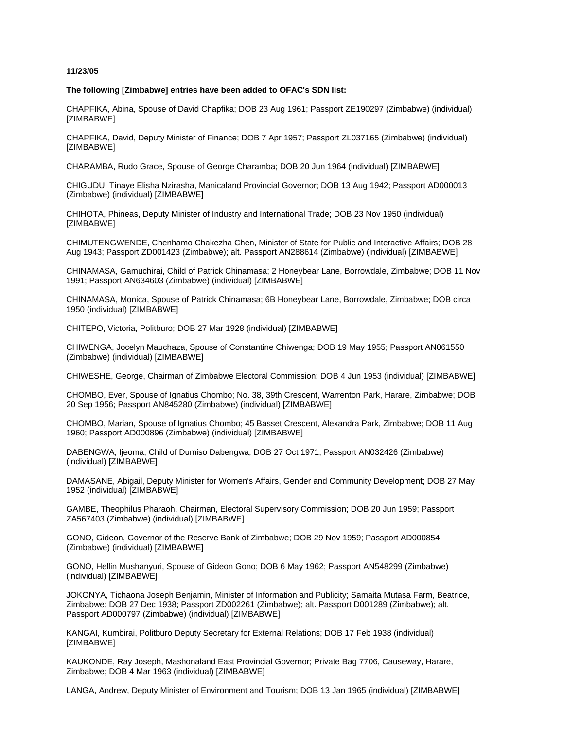**11/23/05**

**The following [Zimbabwe] entries have been added to OFAC's SDN list:**

CHAPFIKA, Abina, Spouse of David Chapfika; DOB 23 Aug 1961; Passport ZE190297 (Zimbabwe) (individual) [ZIMBABWE]

CHAPFIKA, David, Deputy Minister of Finance; DOB 7 Apr 1957; Passport ZL037165 (Zimbabwe) (individual) [ZIMBABWE]

CHARAMBA, Rudo Grace, Spouse of George Charamba; DOB 20 Jun 1964 (individual) [ZIMBABWE]

CHIGUDU, Tinaye Elisha Nzirasha, Manicaland Provincial Governor; DOB 13 Aug 1942; Passport AD000013 (Zimbabwe) (individual) [ZIMBABWE]

CHIHOTA, Phineas, Deputy Minister of Industry and International Trade; DOB 23 Nov 1950 (individual) [ZIMBABWE]

CHIMUTENGWENDE, Chenhamo Chakezha Chen, Minister of State for Public and Interactive Affairs; DOB 28 Aug 1943; Passport ZD001423 (Zimbabwe); alt. Passport AN288614 (Zimbabwe) (individual) [ZIMBABWE]

CHINAMASA, Gamuchirai, Child of Patrick Chinamasa; 2 Honeybear Lane, Borrowdale, Zimbabwe; DOB 11 Nov 1991; Passport AN634603 (Zimbabwe) (individual) [ZIMBABWE]

CHINAMASA, Monica, Spouse of Patrick Chinamasa; 6B Honeybear Lane, Borrowdale, Zimbabwe; DOB circa 1950 (individual) [ZIMBABWE]

CHITEPO, Victoria, Politburo; DOB 27 Mar 1928 (individual) [ZIMBABWE]

CHIWENGA, Jocelyn Mauchaza, Spouse of Constantine Chiwenga; DOB 19 May 1955; Passport AN061550 (Zimbabwe) (individual) [ZIMBABWE]

CHIWESHE, George, Chairman of Zimbabwe Electoral Commission; DOB 4 Jun 1953 (individual) [ZIMBABWE]

CHOMBO, Ever, Spouse of Ignatius Chombo; No. 38, 39th Crescent, Warrenton Park, Harare, Zimbabwe; DOB 20 Sep 1956; Passport AN845280 (Zimbabwe) (individual) [ZIMBABWE]

CHOMBO, Marian, Spouse of Ignatius Chombo; 45 Basset Crescent, Alexandra Park, Zimbabwe; DOB 11 Aug 1960; Passport AD000896 (Zimbabwe) (individual) [ZIMBABWE]

DABENGWA, Ijeoma, Child of Dumiso Dabengwa; DOB 27 Oct 1971; Passport AN032426 (Zimbabwe) (individual) [ZIMBABWE]

DAMASANE, Abigail, Deputy Minister for Women's Affairs, Gender and Community Development; DOB 27 May 1952 (individual) [ZIMBABWE]

GAMBE, Theophilus Pharaoh, Chairman, Electoral Supervisory Commission; DOB 20 Jun 1959; Passport ZA567403 (Zimbabwe) (individual) [ZIMBABWE]

GONO, Gideon, Governor of the Reserve Bank of Zimbabwe; DOB 29 Nov 1959; Passport AD000854 (Zimbabwe) (individual) [ZIMBABWE]

GONO, Hellin Mushanyuri, Spouse of Gideon Gono; DOB 6 May 1962; Passport AN548299 (Zimbabwe) (individual) [ZIMBABWE]

JOKONYA, Tichaona Joseph Benjamin, Minister of Information and Publicity; Samaita Mutasa Farm, Beatrice, Zimbabwe; DOB 27 Dec 1938; Passport ZD002261 (Zimbabwe); alt. Passport D001289 (Zimbabwe); alt. Passport AD000797 (Zimbabwe) (individual) [ZIMBABWE]

KANGAI, Kumbirai, Politburo Deputy Secretary for External Relations; DOB 17 Feb 1938 (individual) [ZIMBABWE]

KAUKONDE, Ray Joseph, Mashonaland East Provincial Governor; Private Bag 7706, Causeway, Harare, Zimbabwe; DOB 4 Mar 1963 (individual) [ZIMBABWE]

LANGA, Andrew, Deputy Minister of Environment and Tourism; DOB 13 Jan 1965 (individual) [ZIMBABWE]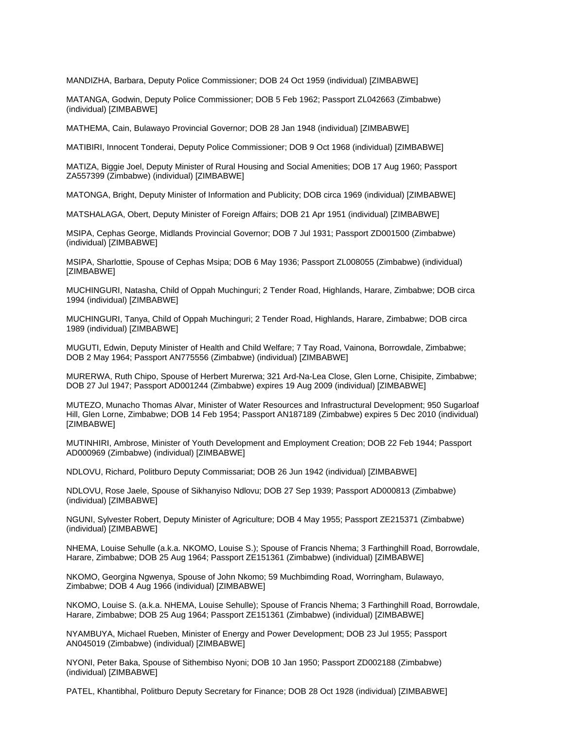MANDIZHA, Barbara, Deputy Police Commissioner; DOB 24 Oct 1959 (individual) [ZIMBABWE]

MATANGA, Godwin, Deputy Police Commissioner; DOB 5 Feb 1962; Passport ZL042663 (Zimbabwe) (individual) [ZIMBABWE]

MATHEMA, Cain, Bulawayo Provincial Governor; DOB 28 Jan 1948 (individual) [ZIMBABWE]

MATIBIRI, Innocent Tonderai, Deputy Police Commissioner; DOB 9 Oct 1968 (individual) [ZIMBABWE]

MATIZA, Biggie Joel, Deputy Minister of Rural Housing and Social Amenities; DOB 17 Aug 1960; Passport ZA557399 (Zimbabwe) (individual) [ZIMBABWE]

MATONGA, Bright, Deputy Minister of Information and Publicity; DOB circa 1969 (individual) [ZIMBABWE]

MATSHALAGA, Obert, Deputy Minister of Foreign Affairs; DOB 21 Apr 1951 (individual) [ZIMBABWE]

MSIPA, Cephas George, Midlands Provincial Governor; DOB 7 Jul 1931; Passport ZD001500 (Zimbabwe) (individual) [ZIMBABWE]

MSIPA, Sharlottie, Spouse of Cephas Msipa; DOB 6 May 1936; Passport ZL008055 (Zimbabwe) (individual) [ZIMBABWE]

MUCHINGURI, Natasha, Child of Oppah Muchinguri; 2 Tender Road, Highlands, Harare, Zimbabwe; DOB circa 1994 (individual) [ZIMBABWE]

MUCHINGURI, Tanya, Child of Oppah Muchinguri; 2 Tender Road, Highlands, Harare, Zimbabwe; DOB circa 1989 (individual) [ZIMBABWE]

MUGUTI, Edwin, Deputy Minister of Health and Child Welfare; 7 Tay Road, Vainona, Borrowdale, Zimbabwe; DOB 2 May 1964; Passport AN775556 (Zimbabwe) (individual) [ZIMBABWE]

MURERWA, Ruth Chipo, Spouse of Herbert Murerwa; 321 Ard-Na-Lea Close, Glen Lorne, Chisipite, Zimbabwe; DOB 27 Jul 1947; Passport AD001244 (Zimbabwe) expires 19 Aug 2009 (individual) [ZIMBABWE]

MUTEZO, Munacho Thomas Alvar, Minister of Water Resources and Infrastructural Development; 950 Sugarloaf Hill, Glen Lorne, Zimbabwe; DOB 14 Feb 1954; Passport AN187189 (Zimbabwe) expires 5 Dec 2010 (individual) [ZIMBABWE]

MUTINHIRI, Ambrose, Minister of Youth Development and Employment Creation; DOB 22 Feb 1944; Passport AD000969 (Zimbabwe) (individual) [ZIMBABWE]

NDLOVU, Richard, Politburo Deputy Commissariat; DOB 26 Jun 1942 (individual) [ZIMBABWE]

NDLOVU, Rose Jaele, Spouse of Sikhanyiso Ndlovu; DOB 27 Sep 1939; Passport AD000813 (Zimbabwe) (individual) [ZIMBABWE]

NGUNI, Sylvester Robert, Deputy Minister of Agriculture; DOB 4 May 1955; Passport ZE215371 (Zimbabwe) (individual) [ZIMBABWE]

NHEMA, Louise Sehulle (a.k.a. NKOMO, Louise S.); Spouse of Francis Nhema; 3 Farthinghill Road, Borrowdale, Harare, Zimbabwe; DOB 25 Aug 1964; Passport ZE151361 (Zimbabwe) (individual) [ZIMBABWE]

NKOMO, Georgina Ngwenya, Spouse of John Nkomo; 59 Muchbimding Road, Worringham, Bulawayo, Zimbabwe; DOB 4 Aug 1966 (individual) [ZIMBABWE]

NKOMO, Louise S. (a.k.a. NHEMA, Louise Sehulle); Spouse of Francis Nhema; 3 Farthinghill Road, Borrowdale, Harare, Zimbabwe; DOB 25 Aug 1964; Passport ZE151361 (Zimbabwe) (individual) [ZIMBABWE]

NYAMBUYA, Michael Rueben, Minister of Energy and Power Development; DOB 23 Jul 1955; Passport AN045019 (Zimbabwe) (individual) [ZIMBABWE]

NYONI, Peter Baka, Spouse of Sithembiso Nyoni; DOB 10 Jan 1950; Passport ZD002188 (Zimbabwe) (individual) [ZIMBABWE]

PATEL, Khantibhal, Politburo Deputy Secretary for Finance; DOB 28 Oct 1928 (individual) [ZIMBABWE]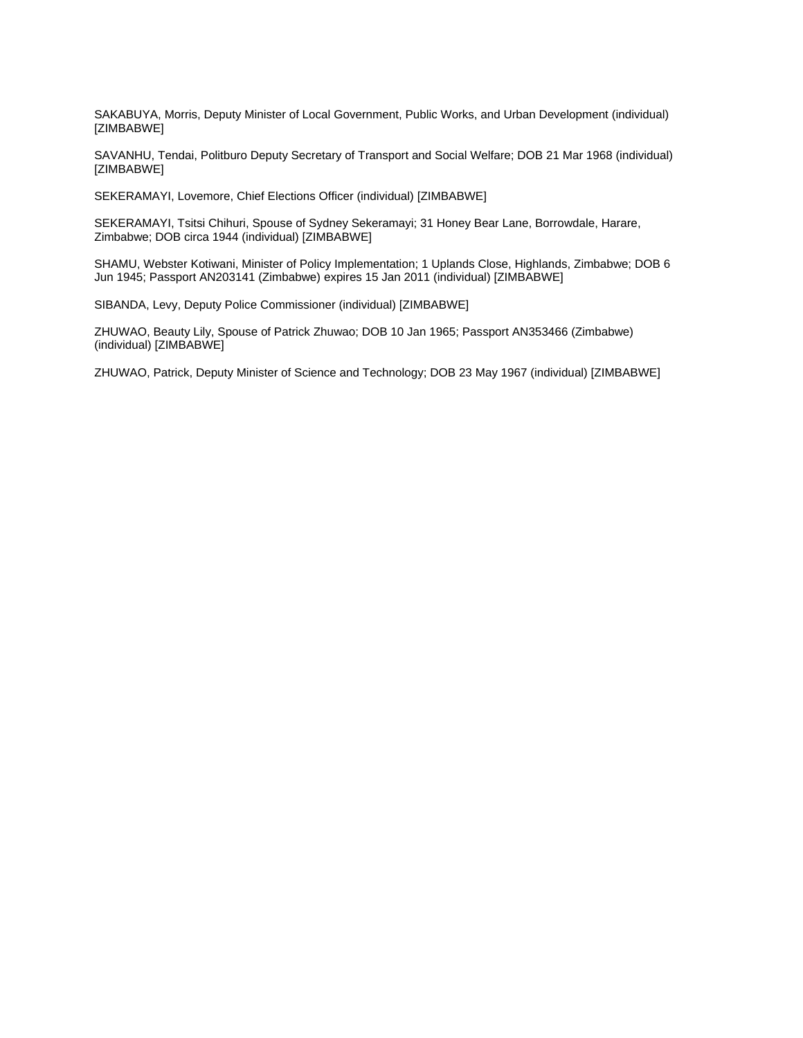SAKABUYA, Morris, Deputy Minister of Local Government, Public Works, and Urban Development (individual) [ZIMBABWE]

SAVANHU, Tendai, Politburo Deputy Secretary of Transport and Social Welfare; DOB 21 Mar 1968 (individual) [ZIMBABWE]

SEKERAMAYI, Lovemore, Chief Elections Officer (individual) [ZIMBABWE]

SEKERAMAYI, Tsitsi Chihuri, Spouse of Sydney Sekeramayi; 31 Honey Bear Lane, Borrowdale, Harare, Zimbabwe; DOB circa 1944 (individual) [ZIMBABWE]

SHAMU, Webster Kotiwani, Minister of Policy Implementation; 1 Uplands Close, Highlands, Zimbabwe; DOB 6 Jun 1945; Passport AN203141 (Zimbabwe) expires 15 Jan 2011 (individual) [ZIMBABWE]

SIBANDA, Levy, Deputy Police Commissioner (individual) [ZIMBABWE]

ZHUWAO, Beauty Lily, Spouse of Patrick Zhuwao; DOB 10 Jan 1965; Passport AN353466 (Zimbabwe) (individual) [ZIMBABWE]

ZHUWAO, Patrick, Deputy Minister of Science and Technology; DOB 23 May 1967 (individual) [ZIMBABWE]